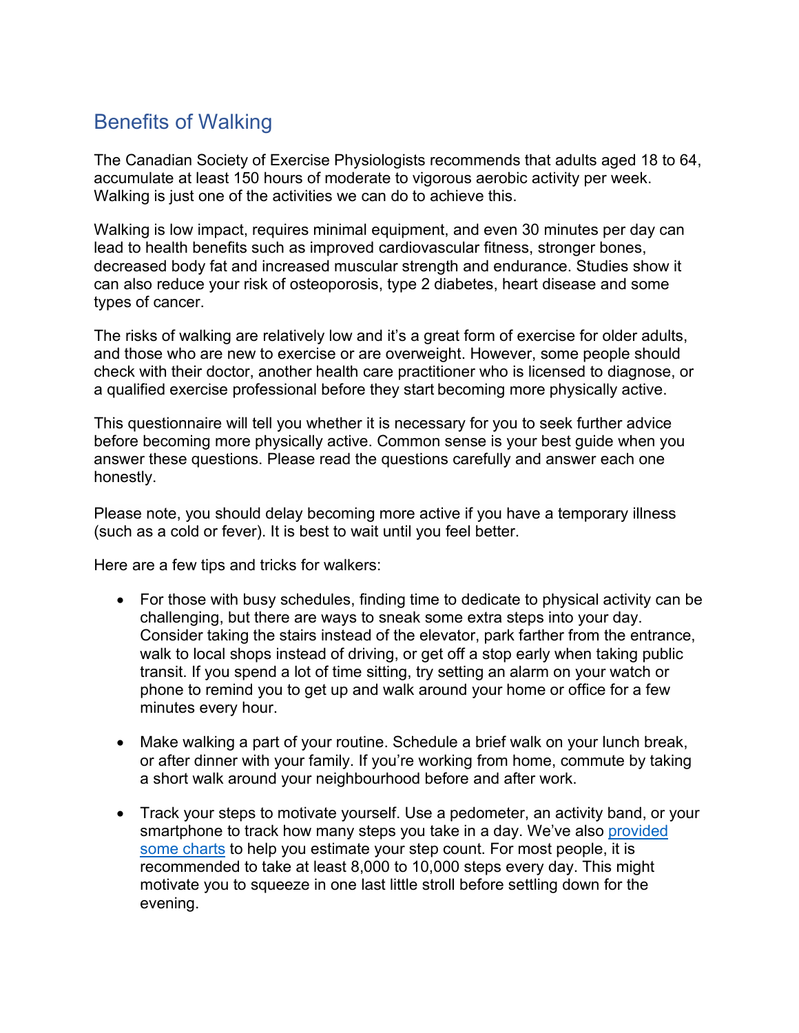# Benefits of Walking

The Canadian Society of Exercise Physiologists recommends that adults aged 18 to 64, accumulate at least 150 hours of moderate to vigorous aerobic activity per week. Walking is just one of the activities we can do to achieve this.

Walking is low impact, requires minimal equipment, and even 30 minutes per day can lead to health benefits such as improved cardiovascular fitness, stronger bones, decreased body fat and increased muscular strength and endurance. Studies show it can also reduce your risk of osteoporosis, type 2 diabetes, heart disease and some types of cancer.

The risks of walking are relatively low and it's a great form of exercise for older adults, and those who are new to exercise or are overweight. However, some people should check with their doctor, another health care practitioner who is licensed to diagnose, or a qualified exercise professional before they start becoming more physically active.

This questionnaire will tell you whether it is necessary for you to seek further advice before becoming more physically active. Common sense is your best guide when you answer these questions. Please read the questions carefully and answer each one honestly.

Please note, you should delay becoming more active if you have a temporary illness (such as a cold or fever). It is best to wait until you feel better.

Here are a few tips and tricks for walkers:

- For those with busy schedules, finding time to dedicate to physical activity can be challenging, but there are ways to sneak some extra steps into your day. Consider taking the stairs instead of the elevator, park farther from the entrance, walk to local shops instead of driving, or get off a stop early when taking public transit. If you spend a lot of time sitting, try setting an alarm on your watch or phone to remind you to get up and walk around your home or office for a few minutes every hour.

- Make walking a part of your routine. Schedule a brief walk on your lunch break, or after dinner with your family. If you're working from home, commute by taking a short walk around your neighbourhood before and after work.

- Track your steps to motivate yourself. Use a pedometer, an activity band, or your smartphone to track how many steps you take in a day. We've also provided some charts to help you estimate your step count. For most people, it is recommended to take at least 8,000 to 10,000 steps every day. This might motivate you to squeeze in one last little stroll before settling down for the evening.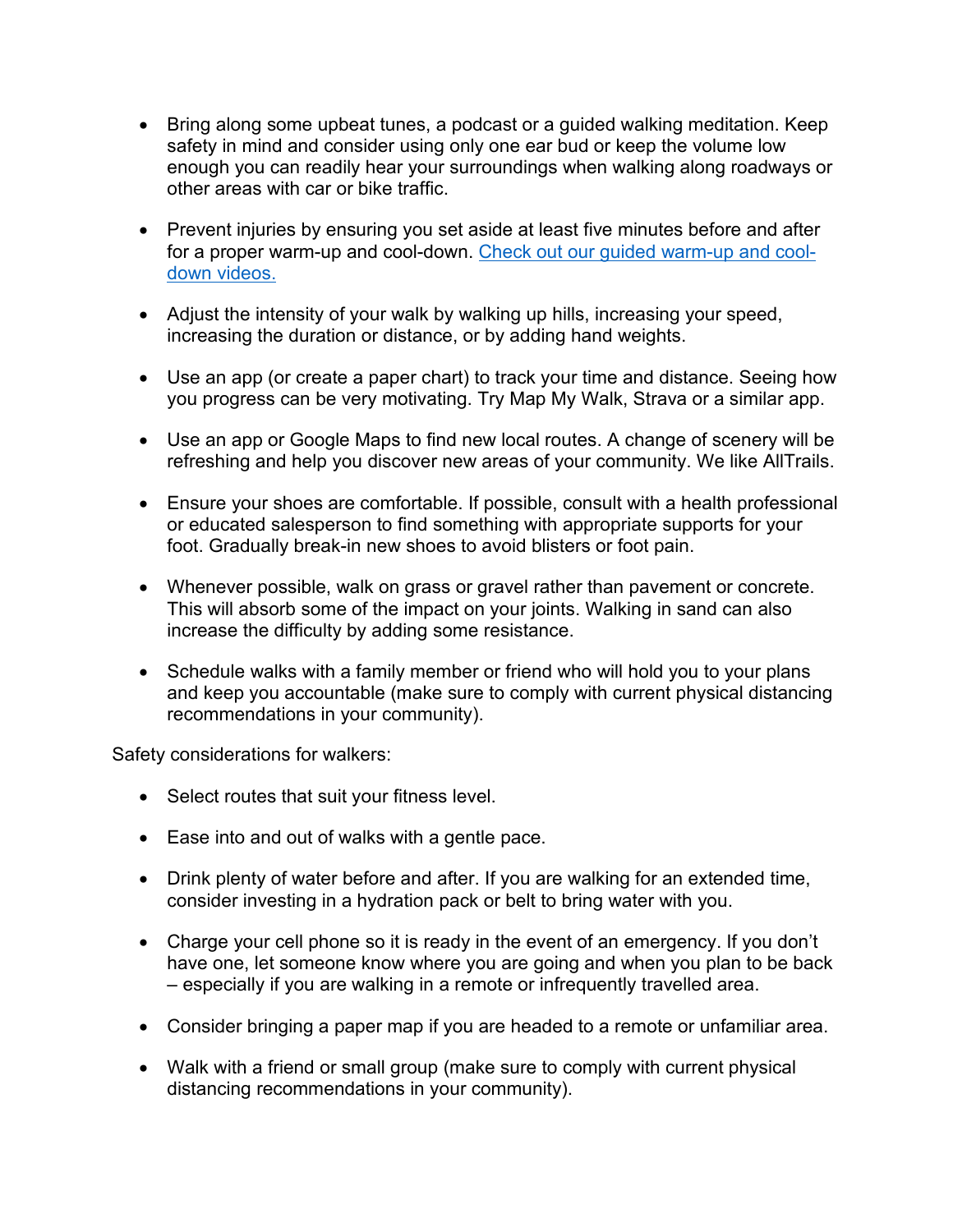- Bring along some upbeat tunes, a podcast or a guided walking meditation. Keep safety in mind and consider using only one ear bud or keep the volume low enough you can readily hear your surroundings when walking along roadways or other areas with car or bike traffic.

- Prevent injuries by ensuring you set aside at least five minutes before and after for a proper warm-up and cool-down. Check out our guided warm-up and cool-down videos.

- Adjust the intensity of your walk by walking up hills, increasing your speed, increasing the duration or distance, or by adding hand weights.

- Use an app (or create a paper chart) to track your time and distance. Seeing how you progress can be very motivating. Try Map My Walk, Strava or a similar app.

- Use an app or Google Maps to find new local routes. A change of scenery will be refreshing and help you discover new areas of your community. We like AllTrails.

- Ensure your shoes are comfortable. If possible, consult with a health professional or educated salesperson to find something with appropriate supports for your foot. Gradually break-in new shoes to avoid blisters or foot pain.

- Whenever possible, walk on grass or gravel rather than pavement or concrete. This will absorb some of the impact on your joints. Walking in sand can also increase the difficulty by adding some resistance.

- Schedule walks with a family member or friend who will hold you to your plans and keep you accountable (make sure to comply with current physical distancing recommendations in your community).

Safety considerations for walkers:

- Select routes that suit your fitness level.

- Ease into and out of walks with a gentle pace.

- Drink plenty of water before and after. If you are walking for an extended time, consider investing in a hydration pack or belt to bring water with you.

- Charge your cell phone so it is ready in the event of an emergency. If you don't have one, let someone know where you are going and when you plan to be back – especially if you are walking in a remote or infrequently travelled area.

- Consider bringing a paper map if you are headed to a remote or unfamiliar area.

- Walk with a friend or small group (make sure to comply with current physical distancing recommendations in your community).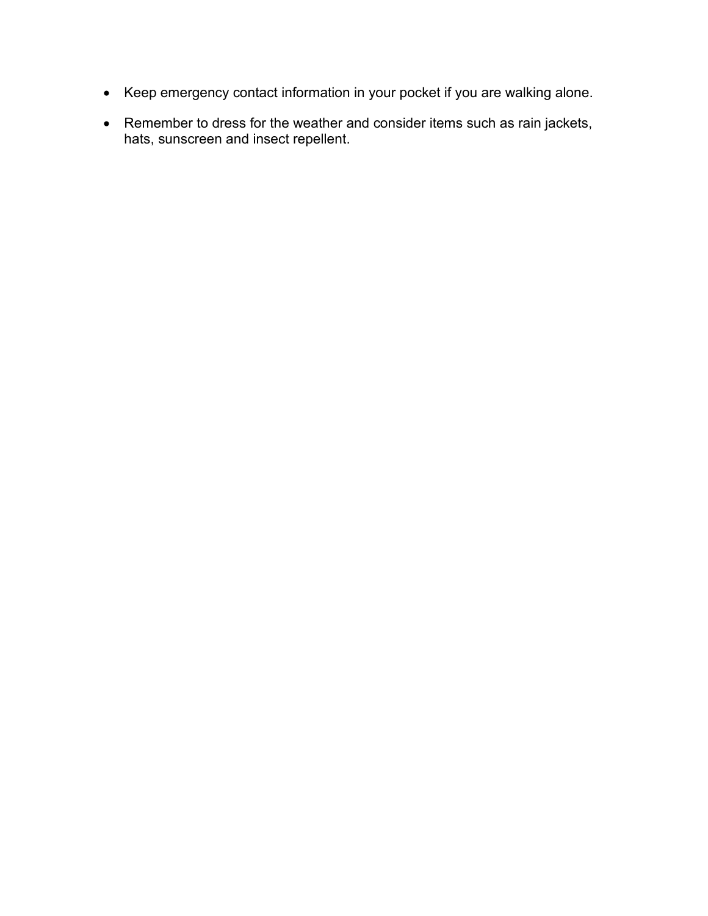- Keep emergency contact information in your pocket if you are walking alone.
- Remember to dress for the weather and consider items such as rain jackets, hats, sunscreen and insect repellent.